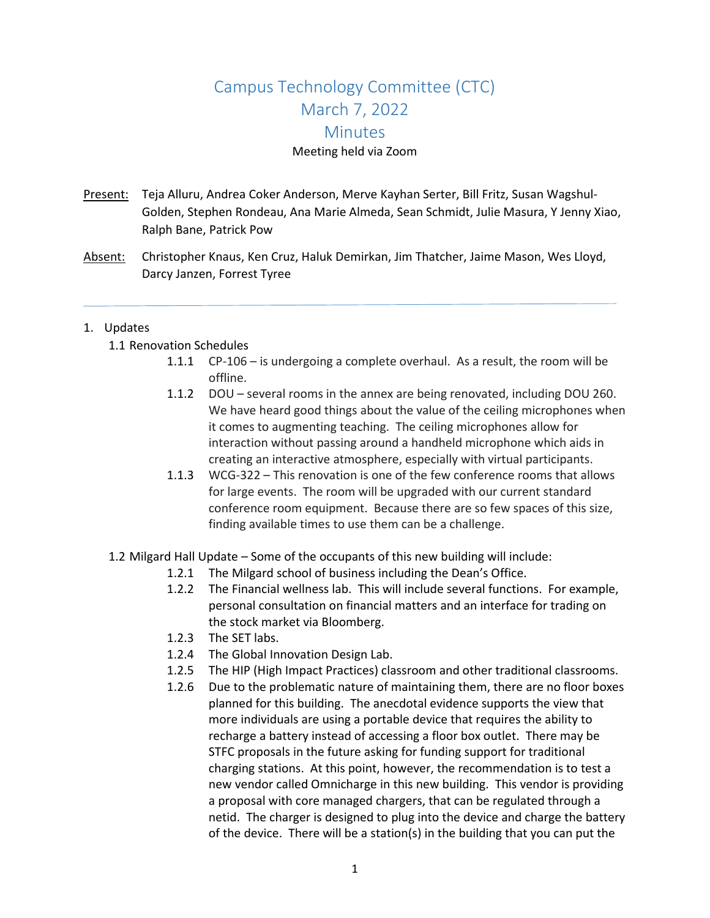# Campus Technology Committee (CTC)
# March 7, 2022
# Minutes

Meeting held via Zoom

<u>Present:</u> Teja Alluru, Andrea Coker Anderson, Merve Kayhan Serter, Bill Fritz, Susan Wagshul-Golden, Stephen Rondeau, Ana Marie Almeda, Sean Schmidt, Julie Masura, Y Jenny Xiao, Ralph Bane, Patrick Pow

<u>Absent:</u> Christopher Knaus, Ken Cruz, Haluk Demirkan, Jim Thatcher, Jaime Mason, Wes Lloyd, Darcy Janzen, Forrest Tyree

---

1. Updates
   - 1.1 Renovation Schedules
     - 1.1.1 CP-106 – is undergoing a complete overhaul. As a result, the room will be offline.
     - 1.1.2 DOU – several rooms in the annex are being renovated, including DOU 260. We have heard good things about the value of the ceiling microphones when it comes to augmenting teaching. The ceiling microphones allow for interaction without passing around a handheld microphone which aids in creating an interactive atmosphere, especially with virtual participants.
     - 1.1.3 WCG-322 – This renovation is one of the few conference rooms that allows for large events. The room will be upgraded with our current standard conference room equipment. Because there are so few spaces of this size, finding available times to use them can be a challenge.
   - 1.2 Milgard Hall Update – Some of the occupants of this new building will include:
     - 1.2.1 The Milgard school of business including the Dean's Office.
     - 1.2.2 The Financial wellness lab. This will include several functions. For example, personal consultation on financial matters and an interface for trading on the stock market via Bloomberg.
     - 1.2.3 The SET labs.
     - 1.2.4 The Global Innovation Design Lab.
     - 1.2.5 The HIP (High Impact Practices) classroom and other traditional classrooms.
     - 1.2.6 Due to the problematic nature of maintaining them, there are no floor boxes planned for this building. The anecdotal evidence supports the view that more individuals are using a portable device that requires the ability to recharge a battery instead of accessing a floor box outlet. There may be STFC proposals in the future asking for funding support for traditional charging stations. At this point, however, the recommendation is to test a new vendor called Omnicharge in this new building. This vendor is providing a proposal with core managed chargers, that can be regulated through a netid. The charger is designed to plug into the device and charge the battery of the device. There will be a station(s) in the building that you can put the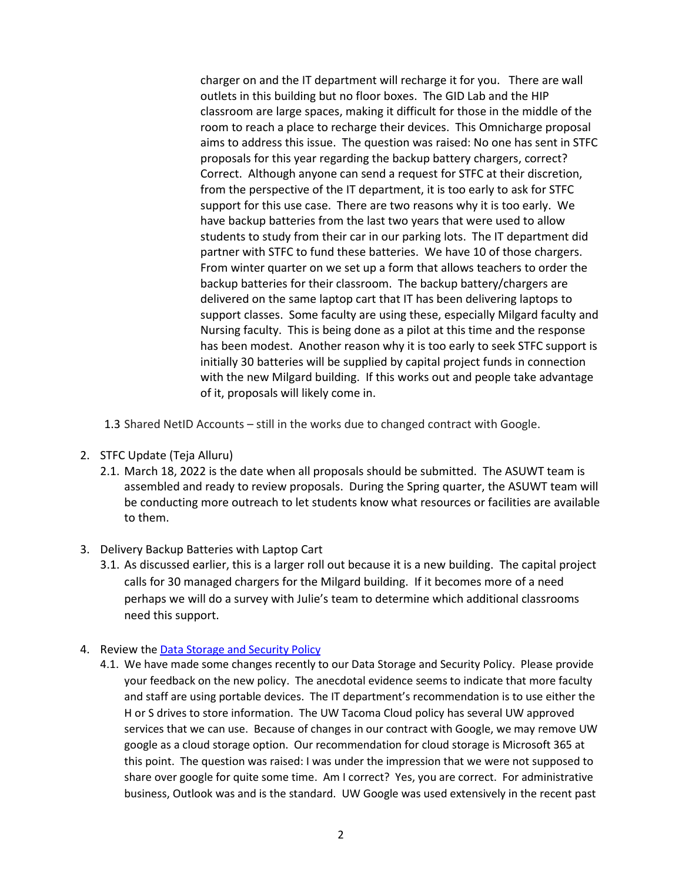charger on and the IT department will recharge it for you. There are wall outlets in this building but no floor boxes. The GID Lab and the HIP classroom are large spaces, making it difficult for those in the middle of the room to reach a place to recharge their devices. This Omnicharge proposal aims to address this issue. The question was raised: No one has sent in STFC proposals for this year regarding the backup battery chargers, correct? Correct. Although anyone can send a request for STFC at their discretion, from the perspective of the IT department, it is too early to ask for STFC support for this use case. There are two reasons why it is too early. We have backup batteries from the last two years that were used to allow students to study from their car in our parking lots. The IT department did partner with STFC to fund these batteries. We have 10 of those chargers. From winter quarter on we set up a form that allows teachers to order the backup batteries for their classroom. The backup battery/chargers are delivered on the same laptop cart that IT has been delivering laptops to support classes. Some faculty are using these, especially Milgard faculty and Nursing faculty. This is being done as a pilot at this time and the response has been modest. Another reason why it is too early to seek STFC support is initially 30 batteries will be supplied by capital project funds in connection with the new Milgard building. If this works out and people take advantage of it, proposals will likely come in.

1.3 Shared NetID Accounts – still in the works due to changed contract with Google.

2. STFC Update (Teja Alluru)
   2.1. March 18, 2022 is the date when all proposals should be submitted. The ASUWT team is assembled and ready to review proposals. During the Spring quarter, the ASUWT team will be conducting more outreach to let students know what resources or facilities are available to them.

3. Delivery Backup Batteries with Laptop Cart
   3.1. As discussed earlier, this is a larger roll out because it is a new building. The capital project calls for 30 managed chargers for the Milgard building. If it becomes more of a need perhaps we will do a survey with Julie's team to determine which additional classrooms need this support.

4. Review the [Data Storage and Security Policy]
   4.1. We have made some changes recently to our Data Storage and Security Policy. Please provide your feedback on the new policy. The anecdotal evidence seems to indicate that more faculty and staff are using portable devices. The IT department's recommendation is to use either the H or S drives to store information. The UW Tacoma Cloud policy has several UW approved services that we can use. Because of changes in our contract with Google, we may remove UW google as a cloud storage option. Our recommendation for cloud storage is Microsoft 365 at this point. The question was raised: I was under the impression that we were not supposed to share over google for quite some time. Am I correct? Yes, you are correct. For administrative business, Outlook was and is the standard. UW Google was used extensively in the recent past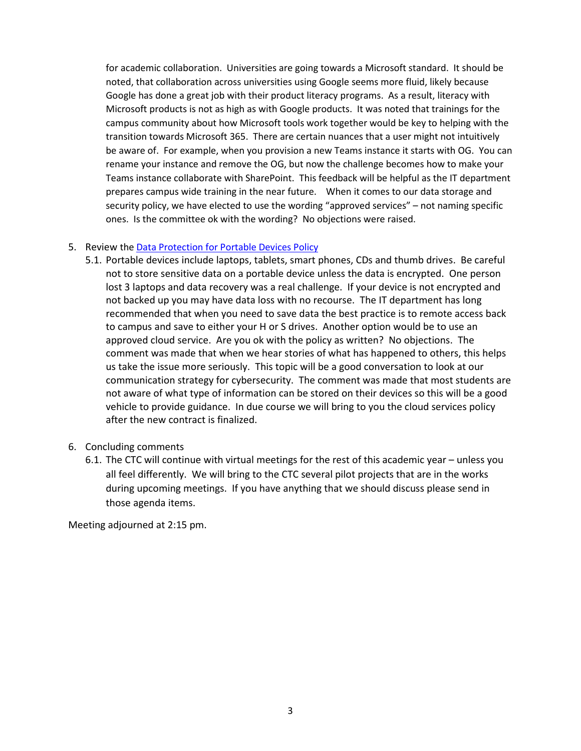for academic collaboration. Universities are going towards a Microsoft standard. It should be noted, that collaboration across universities using Google seems more fluid, likely because Google has done a great job with their product literacy programs. As a result, literacy with Microsoft products is not as high as with Google products. It was noted that trainings for the campus community about how Microsoft tools work together would be key to helping with the transition towards Microsoft 365. There are certain nuances that a user might not intuitively be aware of. For example, when you provision a new Teams instance it starts with OG. You can rename your instance and remove the OG, but now the challenge becomes how to make your Teams instance collaborate with SharePoint. This feedback will be helpful as the IT department prepares campus wide training in the near future. When it comes to our data storage and security policy, we have elected to use the wording "approved services" – not naming specific ones. Is the committee ok with the wording? No objections were raised.

5. Review the [Data Protection for Portable Devices Policy]()
   5.1. Portable devices include laptops, tablets, smart phones, CDs and thumb drives. Be careful not to store sensitive data on a portable device unless the data is encrypted. One person lost 3 laptops and data recovery was a real challenge. If your device is not encrypted and not backed up you may have data loss with no recourse. The IT department has long recommended that when you need to save data the best practice is to remote access back to campus and save to either your H or S drives. Another option would be to use an approved cloud service. Are you ok with the policy as written? No objections. The comment was made that when we hear stories of what has happened to others, this helps us take the issue more seriously. This topic will be a good conversation to look at our communication strategy for cybersecurity. The comment was made that most students are not aware of what type of information can be stored on their devices so this will be a good vehicle to provide guidance. In due course we will bring to you the cloud services policy after the new contract is finalized.

6. Concluding comments
   6.1. The CTC will continue with virtual meetings for the rest of this academic year – unless you all feel differently. We will bring to the CTC several pilot projects that are in the works during upcoming meetings. If you have anything that we should discuss please send in those agenda items.

Meeting adjourned at 2:15 pm.